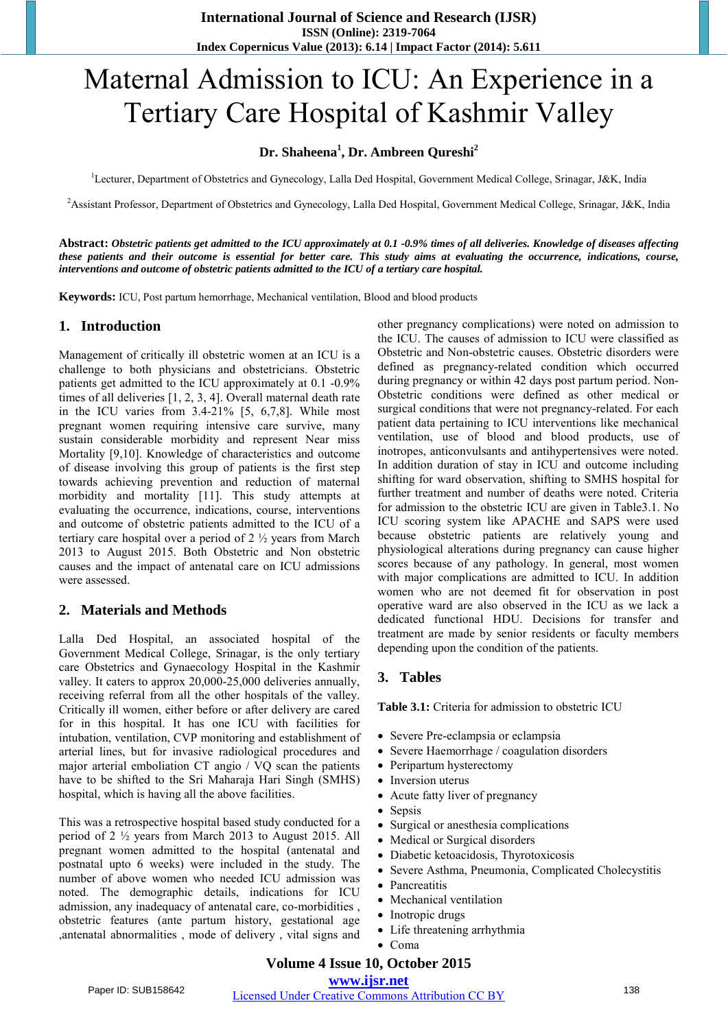# Maternal Admission to ICU: An Experience in a Tertiary Care Hospital of Kashmir Valley

**Dr. Shaheena[1], Dr. Ambreen Qureshi[2]**

[1]Lecturer, Department of Obstetrics and Gynecology, Lalla Ded Hospital, Government Medical College, Srinagar, J&K, India

[2]Assistant Professor, Department of Obstetrics and Gynecology, Lalla Ded Hospital, Government Medical College, Srinagar, J&K, India

**Abstract:** ***Obstetric patients get admitted to the ICU approximately at 0.1 -0.9% times of all deliveries. Knowledge of diseases affecting these patients and their outcome is essential for better care. This study aims at evaluating the occurrence, indications, course, interventions and outcome of obstetric patients admitted to the ICU of a tertiary care hospital.***

**Keywords:** ICU, Post partum hemorrhage, Mechanical ventilation, Blood and blood products

## 1. Introduction

Management of critically ill obstetric women at an ICU is a challenge to both physicians and obstetricians. Obstetric patients get admitted to the ICU approximately at 0.1 -0.9% times of all deliveries [1, 2, 3, 4]. Overall maternal death rate in the ICU varies from 3.4-21% [5, 6,7,8]. While most pregnant women requiring intensive care survive, many sustain considerable morbidity and represent Near miss Mortality [9,10]. Knowledge of characteristics and outcome of disease involving this group of patients is the first step towards achieving prevention and reduction of maternal morbidity and mortality [11]. This study attempts at evaluating the occurrence, indications, course, interventions and outcome of obstetric patients admitted to the ICU of a tertiary care hospital over a period of 2 ½ years from March 2013 to August 2015. Both Obstetric and Non obstetric causes and the impact of antenatal care on ICU admissions were assessed.

## 2. Materials and Methods

Lalla Ded Hospital, an associated hospital of the Government Medical College, Srinagar, is the only tertiary care Obstetrics and Gynaecology Hospital in the Kashmir valley. It caters to approx 20,000-25,000 deliveries annually, receiving referral from all the other hospitals of the valley. Critically ill women, either before or after delivery are cared for in this hospital. It has one ICU with facilities for intubation, ventilation, CVP monitoring and establishment of arterial lines, but for invasive radiological procedures and major arterial embolition CT angio / VQ scan the patients have to be shifted to the Sri Maharaja Hari Singh (SMHS) hospital, which is having all the above facilities.

This was a retrospective hospital based study conducted for a period of 2 ½ years from March 2013 to August 2015. All pregnant women admitted to the hospital (antenatal and postnatal upto 6 weeks) were included in the study. The number of above women who needed ICU admission was noted. The demographic details, indications for ICU admission, any inadequacy of antenatal care, co-morbidities , obstetric features (ante partum history, gestational age ,antenatal abnormalities , mode of delivery , vital signs and other pregnancy complications) were noted on admission to the ICU. The causes of admission to ICU were classified as Obstetric and Non-obstetric causes. Obstetric disorders were defined as pregnancy-related condition which occurred during pregnancy or within 42 days post partum period. Non-Obstetric conditions were defined as other medical or surgical conditions that were not pregnancy-related. For each patient data pertaining to ICU interventions like mechanical ventilation, use of blood and blood products, use of inotropes, anticonvulsants and antihypertensives were noted. In addition duration of stay in ICU and outcome including shifting for ward observation, shifting to SMHS hospital for further treatment and number of deaths were noted. Criteria for admission to the obstetric ICU are given in Table3.1. No ICU scoring system like APACHE and SAPS were used because obstetric patients are relatively young and physiological alterations during pregnancy can cause higher scores because of any pathology. In general, most women with major complications are admitted to ICU. In addition women who are not deemed fit for observation in post operative ward are also observed in the ICU as we lack a dedicated functional HDU. Decisions for transfer and treatment are made by senior residents or faculty members depending upon the condition of the patients.

## 3. Tables

**Table 3.1:** Criteria for admission to obstetric ICU

- Severe Pre-eclampsia or eclampsia
- Severe Haemorrhage / coagulation disorders
- Peripartum hysterectomy
- Inversion uterus
- Acute fatty liver of pregnancy
- Sepsis
- Surgical or anesthesia complications
- Medical or Surgical disorders
- Diabetic ketoacidosis, Thyrotoxicosis
- Severe Asthma, Pneumonia, Complicated Cholecystitis
- Pancreatitis
- Mechanical ventilation
- Inotropic drugs
- Life threatening arrhythmia
- Coma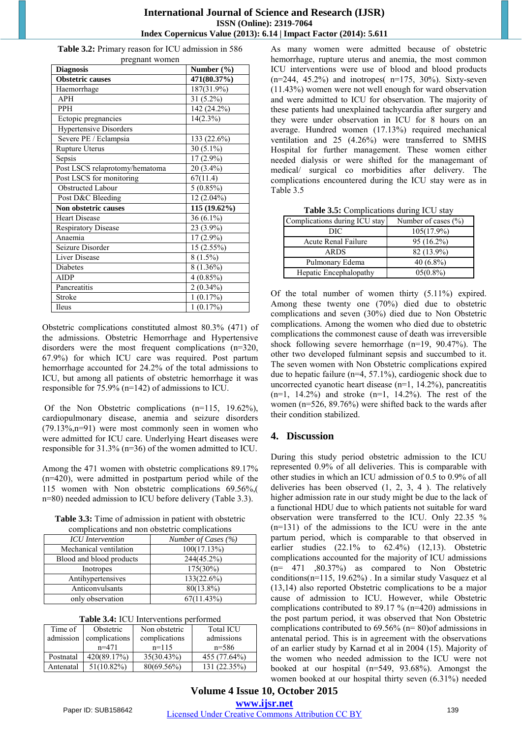**Table 3.2:** Primary reason for ICU admission in 586 pregnant women

| Diagnosis | Number (%) |
|---|---|
| **Obstetric causes** | **471(80.37%)** |
| Haemorrhage | 187(31.9%) |
| APH | 31 (5.2%) |
| PPH | 142 (24.2%) |
| Ectopic pregnancies | 14(2.3%) |
| Hypertensive Disorders | |
| Severe PE / Eclampsia | 133 (22.6%) |
| Rupture Uterus | 30 (5.1%) |
| Sepsis | 17 (2.9%) |
| Post LSCS relaprotomy/hematoma | 20 (3.4%) |
| Post LSCS for monitoring | 67(11.4) |
| Obstructed Labour | 5 (0.85%) |
| Post D&C Bleeding | 12 (2.04%) |
| **Non obstetric causes** | **115 (19.62%)** |
| Heart Disease | 36 (6.1%) |
| Respiratory Disease | 23 (3.9%) |
| Anaemia | 17 (2.9%) |
| Seizure Disorder | 15 (2.55%) |
| Liver Disease | 8 (1.5%) |
| Diabetes | 8 (1.36%) |
| AIDP | 4 (0.85%) |
| Pancreatitis | 2 (0.34%) |
| Stroke | 1 (0.17%) |
| Ileus | 1 (0.17%) |

Obstetric complications constituted almost 80.3% (471) of the admissions. Obstetric Hemorrhage and Hypertensive disorders were the most frequent complications (n=320, 67.9%) for which ICU care was required. Post partum hemorrhage accounted for 24.2% of the total admissions to ICU, but among all patients of obstetric hemorrhage it was responsible for 75.9% (n=142) of admissions to ICU.

Of the Non Obstetric complications (n=115, 19.62%), cardiopulmonary disease, anemia and seizure disorders (79.13%,n=91) were most commonly seen in women who were admitted for ICU care. Underlying Heart diseases were responsible for 31.3% (n=36) of the women admitted to ICU.

Among the 471 women with obstetric complications 89.17% (n=420), were admitted in postpartum period while of the 115 women with Non obstetric complications 69.56%,( n=80) needed admission to ICU before delivery (Table 3.3).

**Table 3.3:** Time of admission in patient with obstetric complications and non obstetric complications

| *ICU Intervention* | *Number of Cases (%)* |
|---|---|
| Mechanical ventilation | 100(17.13%) |
| Blood and blood products | 244(45.2%) |
| Inotropes | 175(30%) |
| Antihypertensives | 133(22.6%) |
| Anticonvulsants | 80(13.8%) |
| only observation | 67(11.43%) |

**Table 3.4:** ICU Interventions performed

| Time of admission | Obstetric complications n=471 | Non obstetric complications n=115 | Total ICU admissions n=586 |
|---|---|---|---|
| Postnatal | 420(89.17%) | 35(30.43%) | 455 (77.64%) |
| Antenatal | 51(10.82%) | 80(69.56%) | 131 (22.35%) |

As many women were admitted because of obstetric hemorrhage, rupture uterus and anemia, the most common ICU interventions were use of blood and blood products (n=244, 45.2%) and inotropes( n=175, 30%). Sixty-seven (11.43%) women were not well enough for ward observation and were admitted to ICU for observation. The majority of these patients had unexplained tachycardia after surgery and they were under observation in ICU for 8 hours on an average. Hundred women (17.13%) required mechanical ventilation and 25 (4.26%) were transferred to SMHS Hospital for further management. These women either needed dialysis or were shifted for the managemant of medical/ surgical co morbidities after delivery. The complications encountered during the ICU stay were as in Table 3.5

**Table 3.5:** Complications during ICU stay

| Complications during ICU stay | Number of cases (%) |
|---|---|
| DIC | 105(17.9%) |
| Acute Renal Failure | 95 (16.2%) |
| ARDS | 82 (13.9%) |
| Pulmonary Edema | 40 (6.8%) |
| Hepatic Encephalopathy | 05(0.8%) |

Of the total number of women thirty (5.11%) expired. Among these twenty one (70%) died due to obstetric complications and seven (30%) died due to Non Obstetric complications. Among the women who died due to obstetric complications the commonest cause of death was irreversible shock following severe hemorrhage (n=19, 90.47%). The other two developed fulminant sepsis and succumbed to it. The seven women with Non Obstetric complications expired due to hepatic failure (n=4, 57.1%), cardiogenic shock due to uncorrected cyanotic heart disease (n=1, 14.2%), pancreatitis (n=1, 14.2%) and stroke (n=1, 14.2%). The rest of the women (n=526, 89.76%) were shifted back to the wards after their condition stabilized.

## 4. Discussion

During this study period obstetric admission to the ICU represented 0.9% of all deliveries. This is comparable with other studies in which an ICU admission of 0.5 to 0.9% of all deliveries has been observed (1, 2, 3, 4 ). The relatively higher admission rate in our study might be due to the lack of a functional HDU due to which patients not suitable for ward observation were transferred to the ICU. Only 22.35 % (n=131) of the admissions to the ICU were in the ante partum period, which is comparable to that observed in earlier studies (22.1% to 62.4%) (12,13). Obstetric complications accounted for the majority of ICU admissions (n= 471 ,80.37%) as compared to Non Obstetric conditions(n=115, 19.62%) . In a similar study Vasquez et al (13,14) also reported Obstetric complications to be a major cause of admission to ICU. However, while Obstetric complications contributed to 89.17 % (n=420) admissions in the post partum period, it was observed that Non Obstetric complications contributed to 69.56% (n= 80)of admissions in antenatal period. This is in agreement with the observations of an earlier study by Karnad et al in 2004 (15). Majority of the women who needed admission to the ICU were not booked at our hospital (n=549, 93.68%). Amongst the women booked at our hospital thirty seven (6.31%) needed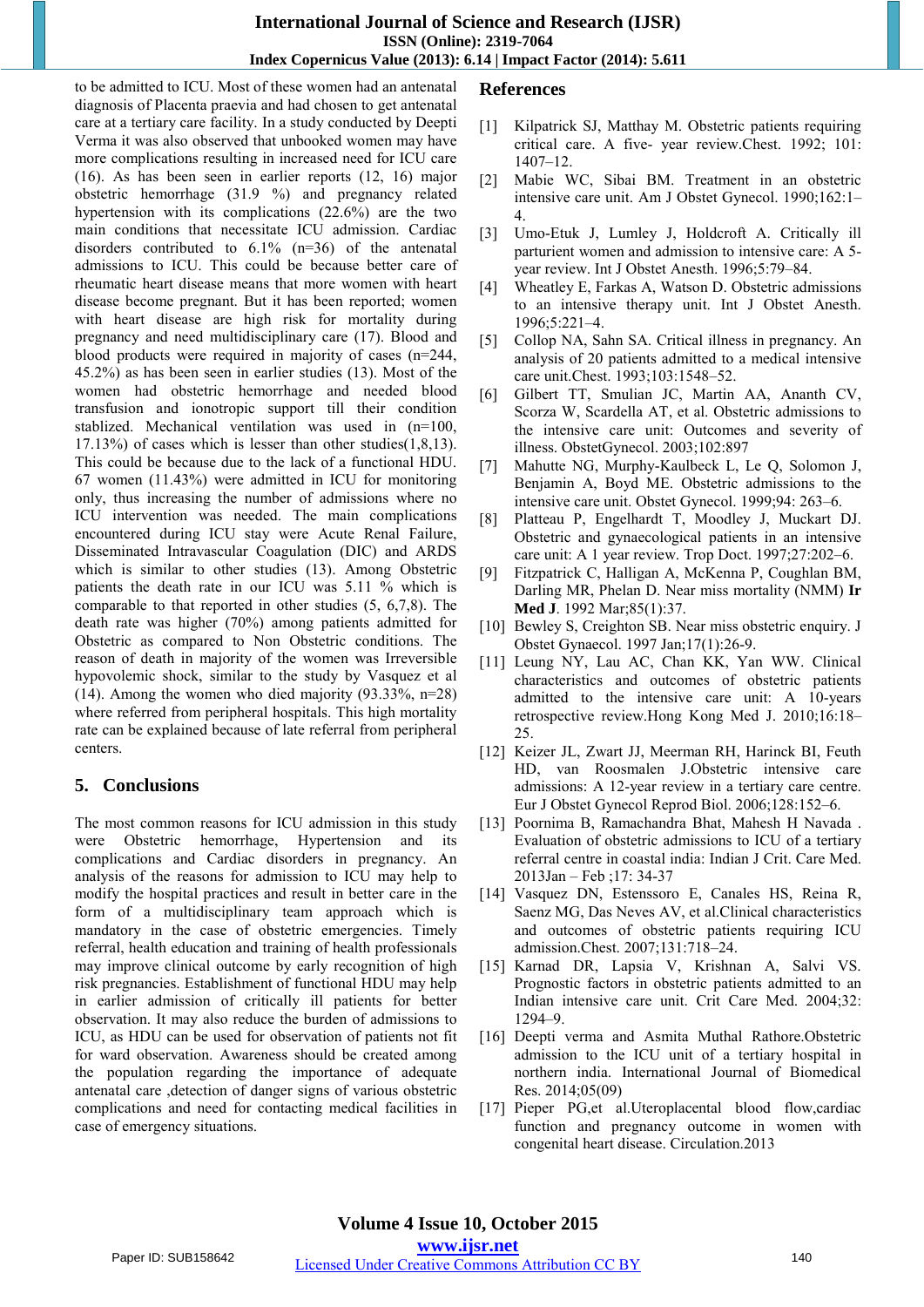to be admitted to ICU. Most of these women had an antenatal diagnosis of Placenta praevia and had chosen to get antenatal care at a tertiary care facility. In a study conducted by Deepti Verma it was also observed that unbooked women may have more complications resulting in increased need for ICU care (16). As has been seen in earlier reports (12, 16) major obstetric hemorrhage (31.9 %) and pregnancy related hypertension with its complications (22.6%) are the two main conditions that necessitate ICU admission. Cardiac disorders contributed to 6.1% (n=36) of the antenatal admissions to ICU. This could be because better care of rheumatic heart disease means that more women with heart disease become pregnant. But it has been reported; women with heart disease are high risk for mortality during pregnancy and need multidisciplinary care (17). Blood and blood products were required in majority of cases (n=244, 45.2%) as has been seen in earlier studies (13). Most of the women had obstetric hemorrhage and needed blood transfusion and ionotropic support till their condition stablized. Mechanical ventilation was used in (n=100, 17.13%) of cases which is lesser than other studies(1,8,13). This could be because due to the lack of a functional HDU. 67 women (11.43%) were admitted in ICU for monitoring only, thus increasing the number of admissions where no ICU intervention was needed. The main complications encountered during ICU stay were Acute Renal Failure, Disseminated Intravascular Coagulation (DIC) and ARDS which is similar to other studies (13). Among Obstetric patients the death rate in our ICU was 5.11 % which is comparable to that reported in other studies (5, 6,7,8). The death rate was higher (70%) among patients admitted for Obstetric as compared to Non Obstetric conditions. The reason of death in majority of the women was Irreversible hypovolemic shock, similar to the study by Vasquez et al (14). Among the women who died majority (93.33%, n=28) where referred from peripheral hospitals. This high mortality rate can be explained because of late referral from peripheral centers.

## 5. Conclusions

The most common reasons for ICU admission in this study were Obstetric hemorrhage, Hypertension and its complications and Cardiac disorders in pregnancy. An analysis of the reasons for admission to ICU may help to modify the hospital practices and result in better care in the form of a multidisciplinary team approach which is mandatory in the case of obstetric emergencies. Timely referral, health education and training of health professionals may improve clinical outcome by early recognition of high risk pregnancies. Establishment of functional HDU may help in earlier admission of critically ill patients for better observation. It may also reduce the burden of admissions to ICU, as HDU can be used for observation of patients not fit for ward observation. Awareness should be created among the population regarding the importance of adequate antenatal care ,detection of danger signs of various obstetric complications and need for contacting medical facilities in case of emergency situations.

## References

[1] Kilpatrick SJ, Matthay M. Obstetric patients requiring critical care. A five- year review.Chest. 1992; 101: 1407–12.

[2] Mabie WC, Sibai BM. Treatment in an obstetric intensive care unit. Am J Obstet Gynecol. 1990;162:1–4.

[3] Umo-Etuk J, Lumley J, Holdcroft A. Critically ill parturient women and admission to intensive care: A 5-year review. Int J Obstet Anesth. 1996;5:79–84.

[4] Wheatley E, Farkas A, Watson D. Obstetric admissions to an intensive therapy unit. Int J Obstet Anesth. 1996;5:221–4.

[5] Collop NA, Sahn SA. Critical illness in pregnancy. An analysis of 20 patients admitted to a medical intensive care unit.Chest. 1993;103:1548–52.

[6] Gilbert TT, Smulian JC, Martin AA, Ananth CV, Scorza W, Scardella AT, et al. Obstetric admissions to the intensive care unit: Outcomes and severity of illness. ObstetGynecol. 2003;102:897

[7] Mahutte NG, Murphy-Kaulbeck L, Le Q, Solomon J, Benjamin A, Boyd ME. Obstetric admissions to the intensive care unit. Obstet Gynecol. 1999;94: 263–6.

[8] Platteau P, Engelhardt T, Moodley J, Muckart DJ. Obstetric and gynaecological patients in an intensive care unit: A 1 year review. Trop Doct. 1997;27:202–6.

[9] Fitzpatrick C, Halligan A, McKenna P, Coughlan BM, Darling MR, Phelan D. Near miss mortality (NMM) **Ir Med J**. 1992 Mar;85(1):37.

[10] Bewley S, Creighton SB. Near miss obstetric enquiry. J Obstet Gynaecol. 1997 Jan;17(1):26-9.

[11] Leung NY, Lau AC, Chan KK, Yan WW. Clinical characteristics and outcomes of obstetric patients admitted to the intensive care unit: A 10-years retrospective review.Hong Kong Med J. 2010;16:18–25.

[12] Keizer JL, Zwart JJ, Meerman RH, Harinck BI, Feuth HD, van Roosmalen J.Obstetric intensive care admissions: A 12-year review in a tertiary care centre. Eur J Obstet Gynecol Reprod Biol. 2006;128:152–6.

[13] Poornima B, Ramachandra Bhat, Mahesh H Navada . Evaluation of obstetric admissions to ICU of a tertiary referral centre in coastal india: Indian J Crit. Care Med. 2013Jan – Feb ;17: 34-37

[14] Vasquez DN, Estenssoro E, Canales HS, Reina R, Saenz MG, Das Neves AV, et al.Clinical characteristics and outcomes of obstetric patients requiring ICU admission.Chest. 2007;131:718–24.

[15] Karnad DR, Lapsia V, Krishnan A, Salvi VS. Prognostic factors in obstetric patients admitted to an Indian intensive care unit. Crit Care Med. 2004;32: 1294–9.

[16] Deepti verma and Asmita Muthal Rathore.Obstetric admission to the ICU unit of a tertiary hospital in northern india. International Journal of Biomedical Res. 2014;05(09)

[17] Pieper PG,et al.Uteroplacental blood flow,cardiac function and pregnancy outcome in women with congenital heart disease. Circulation.2013